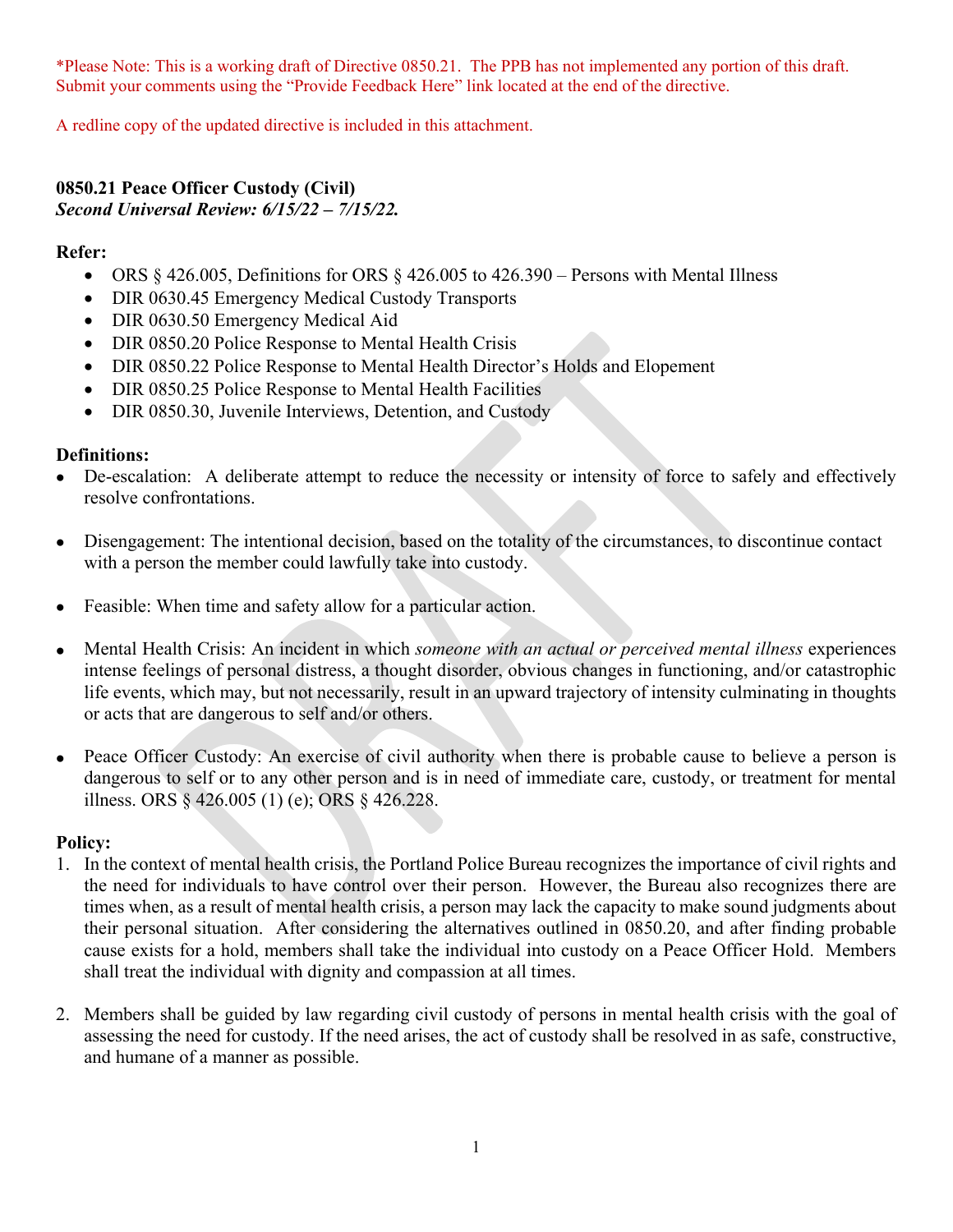*Please Note: This is a working draft of Directive 0850.21. The PPB has not implemented any portion of this draft. Submit your comments using the "Provide Feedback Here" link located at the end of the directive.

A redline copy of the updated directive is included in this attachment.

**0850.21 Peace Officer Custody (Civil)**
***Second Universal Review: 6/15/22 – 7/15/22.***

**Refer:**

- ORS § 426.005, Definitions for ORS § 426.005 to 426.390 – Persons with Mental Illness
- DIR 0630.45 Emergency Medical Custody Transports
- DIR 0630.50 Emergency Medical Aid
- DIR 0850.20 Police Response to Mental Health Crisis
- DIR 0850.22 Police Response to Mental Health Director's Holds and Elopement
- DIR 0850.25 Police Response to Mental Health Facilities
- DIR 0850.30, Juvenile Interviews, Detention, and Custody

**Definitions:**

- De-escalation: A deliberate attempt to reduce the necessity or intensity of force to safely and effectively resolve confrontations.
- Disengagement: The intentional decision, based on the totality of the circumstances, to discontinue contact with a person the member could lawfully take into custody.
- Feasible: When time and safety allow for a particular action.
- Mental Health Crisis: An incident in which *someone with an actual or perceived mental illness* experiences intense feelings of personal distress, a thought disorder, obvious changes in functioning, and/or catastrophic life events, which may, but not necessarily, result in an upward trajectory of intensity culminating in thoughts or acts that are dangerous to self and/or others.
- Peace Officer Custody: An exercise of civil authority when there is probable cause to believe a person is dangerous to self or to any other person and is in need of immediate care, custody, or treatment for mental illness. ORS § 426.005 (1) (e); ORS § 426.228.

**Policy:**

1. In the context of mental health crisis, the Portland Police Bureau recognizes the importance of civil rights and the need for individuals to have control over their person. However, the Bureau also recognizes there are times when, as a result of mental health crisis, a person may lack the capacity to make sound judgments about their personal situation. After considering the alternatives outlined in 0850.20, and after finding probable cause exists for a hold, members shall take the individual into custody on a Peace Officer Hold. Members shall treat the individual with dignity and compassion at all times.
2. Members shall be guided by law regarding civil custody of persons in mental health crisis with the goal of assessing the need for custody. If the need arises, the act of custody shall be resolved in as safe, constructive, and humane of a manner as possible.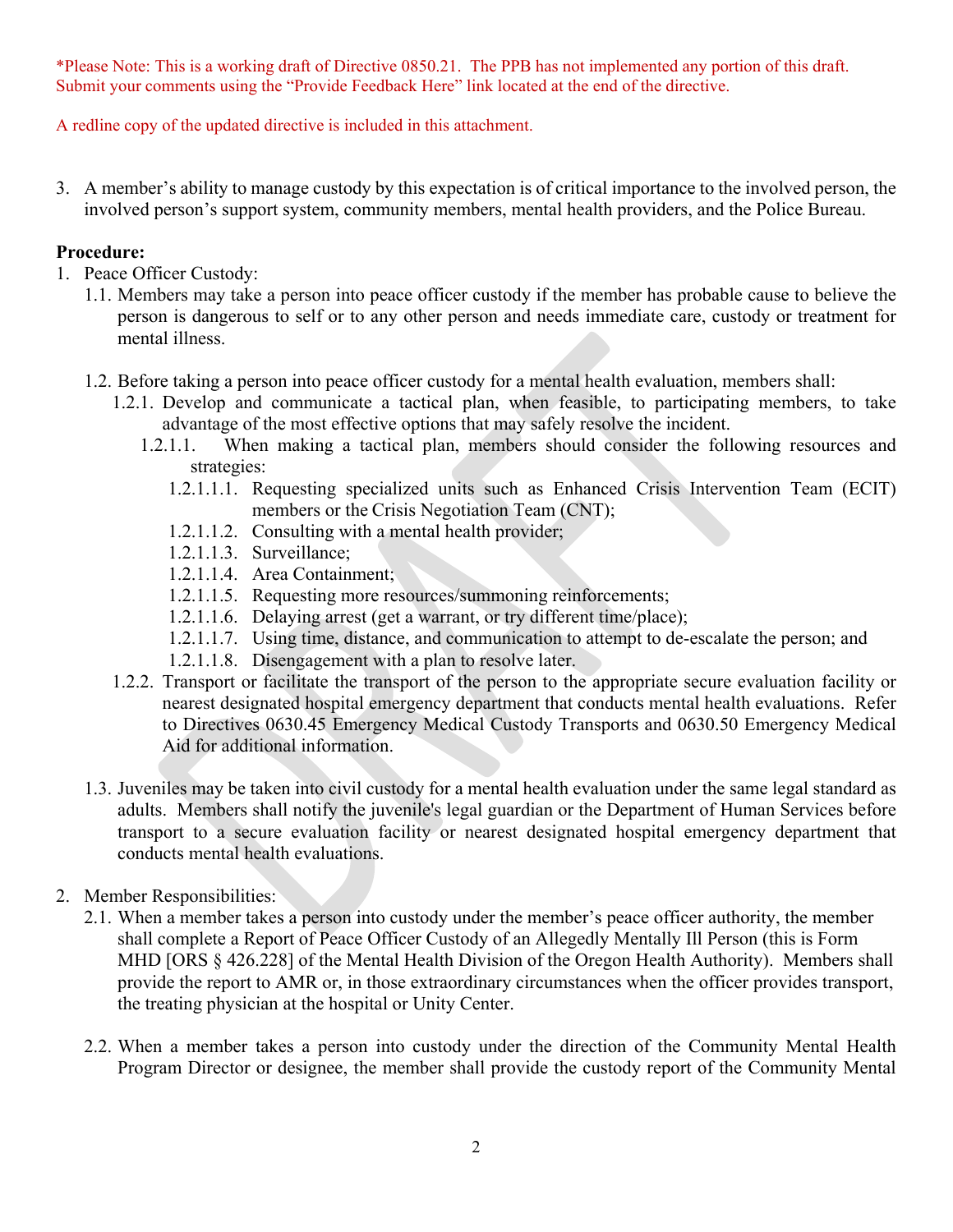*Please Note: This is a working draft of Directive 0850.21. The PPB has not implemented any portion of this draft. Submit your comments using the "Provide Feedback Here" link located at the end of the directive.

A redline copy of the updated directive is included in this attachment.

3. A member's ability to manage custody by this expectation is of critical importance to the involved person, the involved person's support system, community members, mental health providers, and the Police Bureau.

**Procedure:**

1. Peace Officer Custody:
   - 1.1. Members may take a person into peace officer custody if the member has probable cause to believe the person is dangerous to self or to any other person and needs immediate care, custody or treatment for mental illness.
   - 1.2. Before taking a person into peace officer custody for a mental health evaluation, members shall:
     - 1.2.1. Develop and communicate a tactical plan, when feasible, to participating members, to take advantage of the most effective options that may safely resolve the incident.
       - 1.2.1.1. When making a tactical plan, members should consider the following resources and strategies:
         - 1.2.1.1.1. Requesting specialized units such as Enhanced Crisis Intervention Team (ECIT) members or the Crisis Negotiation Team (CNT);
         - 1.2.1.1.2. Consulting with a mental health provider;
         - 1.2.1.1.3. Surveillance;
         - 1.2.1.1.4. Area Containment;
         - 1.2.1.1.5. Requesting more resources/summoning reinforcements;
         - 1.2.1.1.6. Delaying arrest (get a warrant, or try different time/place);
         - 1.2.1.1.7. Using time, distance, and communication to attempt to de-escalate the person; and
         - 1.2.1.1.8. Disengagement with a plan to resolve later.
     - 1.2.2. Transport or facilitate the transport of the person to the appropriate secure evaluation facility or nearest designated hospital emergency department that conducts mental health evaluations. Refer to Directives 0630.45 Emergency Medical Custody Transports and 0630.50 Emergency Medical Aid for additional information.
   - 1.3. Juveniles may be taken into civil custody for a mental health evaluation under the same legal standard as adults. Members shall notify the juvenile's legal guardian or the Department of Human Services before transport to a secure evaluation facility or nearest designated hospital emergency department that conducts mental health evaluations.

2. Member Responsibilities:
   - 2.1. When a member takes a person into custody under the member's peace officer authority, the member shall complete a Report of Peace Officer Custody of an Allegedly Mentally Ill Person (this is Form MHD [ORS § 426.228] of the Mental Health Division of the Oregon Health Authority). Members shall provide the report to AMR or, in those extraordinary circumstances when the officer provides transport, the treating physician at the hospital or Unity Center.
   - 2.2. When a member takes a person into custody under the direction of the Community Mental Health Program Director or designee, the member shall provide the custody report of the Community Mental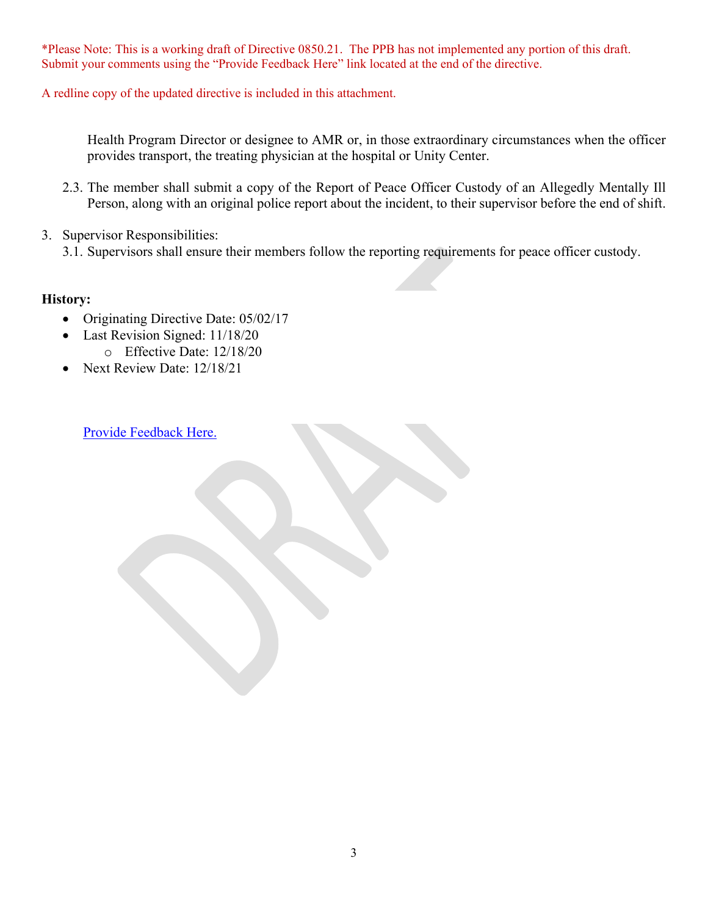*Please Note: This is a working draft of Directive 0850.21. The PPB has not implemented any portion of this draft. Submit your comments using the "Provide Feedback Here" link located at the end of the directive.

A redline copy of the updated directive is included in this attachment.

Health Program Director or designee to AMR or, in those extraordinary circumstances when the officer provides transport, the treating physician at the hospital or Unity Center.

2.3. The member shall submit a copy of the Report of Peace Officer Custody of an Allegedly Mentally Ill Person, along with an original police report about the incident, to their supervisor before the end of shift.

3. Supervisor Responsibilities:
   3.1. Supervisors shall ensure their members follow the reporting requirements for peace officer custody.

**History:**

- Originating Directive Date: 05/02/17
- Last Revision Signed: 11/18/20
  - Effective Date: 12/18/20
- Next Review Date: 12/18/21

Provide Feedback Here.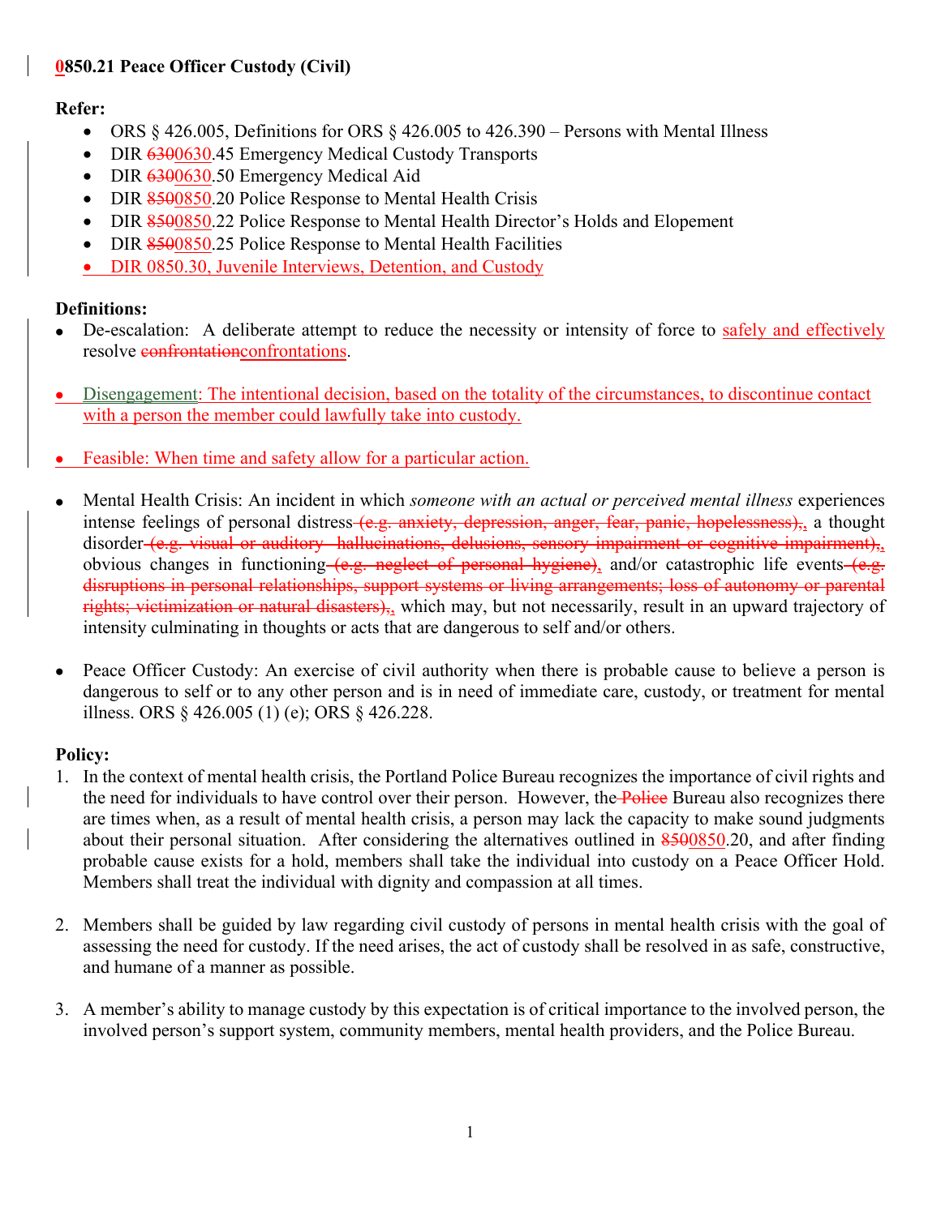**0850.21 Peace Officer Custody (Civil)**

**Refer:**

- ORS § 426.005, Definitions for ORS § 426.005 to 426.390 – Persons with Mental Illness
- DIR ~~6300~~0630.45 Emergency Medical Custody Transports
- DIR ~~6300~~0630.50 Emergency Medical Aid
- DIR ~~8500~~0850.20 Police Response to Mental Health Crisis
- DIR ~~8500~~0850.22 Police Response to Mental Health Director's Holds and Elopement
- DIR ~~8500~~0850.25 Police Response to Mental Health Facilities
- DIR 0850.30, Juvenile Interviews, Detention, and Custody

**Definitions:**

- De-escalation: A deliberate attempt to reduce the necessity or intensity of force to safely and effectively resolve ~~confrontation~~confrontations.

- Disengagement: The intentional decision, based on the totality of the circumstances, to discontinue contact with a person the member could lawfully take into custody.

- Feasible: When time and safety allow for a particular action.

- Mental Health Crisis: An incident in which *someone with an actual or perceived mental illness* experiences intense feelings of personal distress ~~(e.g. anxiety, depression, anger, fear, panic, hopelessness),~~, a thought disorder ~~(e.g. visual or auditory hallucinations, delusions, sensory impairment or cognitive impairment),~~, obvious changes in functioning ~~(e.g. neglect of personal hygiene)~~, and/or catastrophic life events ~~(e.g. disruptions in personal relationships, support systems or living arrangements; loss of autonomy or parental rights; victimization or natural disasters),~~, which may, but not necessarily, result in an upward trajectory of intensity culminating in thoughts or acts that are dangerous to self and/or others.

- Peace Officer Custody: An exercise of civil authority when there is probable cause to believe a person is dangerous to self or to any other person and is in need of immediate care, custody, or treatment for mental illness. ORS § 426.005 (1) (e); ORS § 426.228.

**Policy:**

1. In the context of mental health crisis, the Portland Police Bureau recognizes the importance of civil rights and the need for individuals to have control over their person. However, the ~~Police~~ Bureau also recognizes there are times when, as a result of mental health crisis, a person may lack the capacity to make sound judgments about their personal situation. After considering the alternatives outlined in ~~8500~~0850.20, and after finding probable cause exists for a hold, members shall take the individual into custody on a Peace Officer Hold. Members shall treat the individual with dignity and compassion at all times.

2. Members shall be guided by law regarding civil custody of persons in mental health crisis with the goal of assessing the need for custody. If the need arises, the act of custody shall be resolved in as safe, constructive, and humane of a manner as possible.

3. A member's ability to manage custody by this expectation is of critical importance to the involved person, the involved person's support system, community members, mental health providers, and the Police Bureau.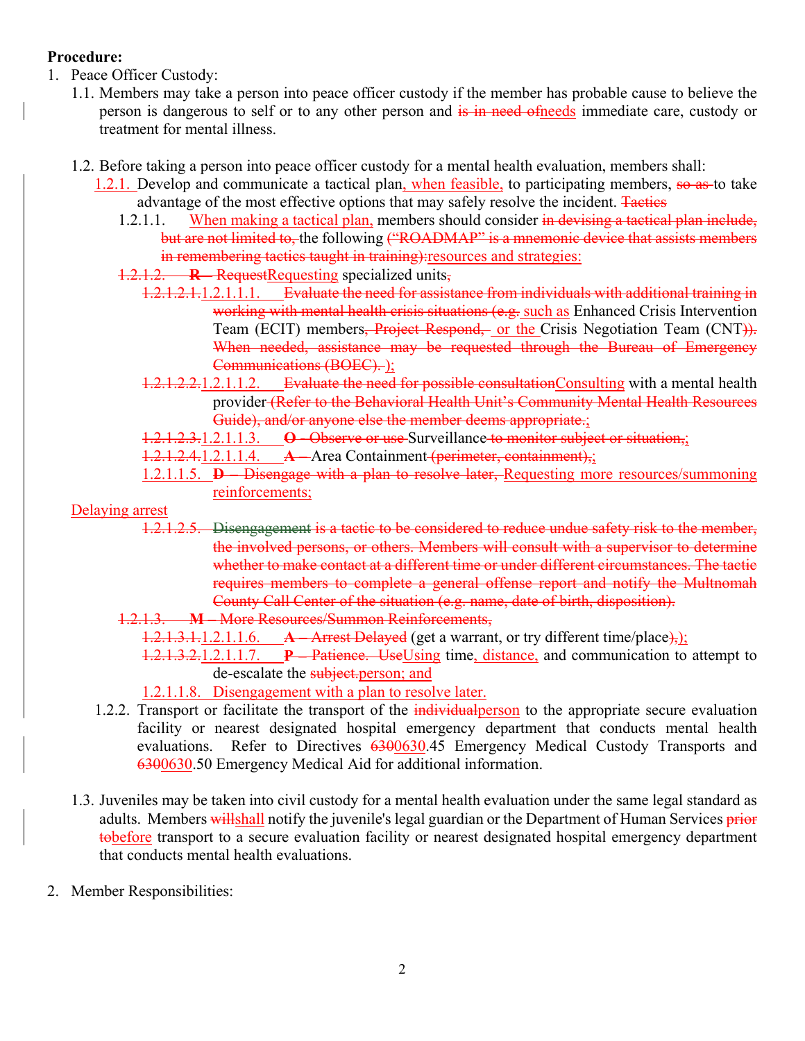**Procedure:**

1. Peace Officer Custody:
   1.1. Members may take a person into peace officer custody if the member has probable cause to believe the person is dangerous to self or to any other person and ~~is in need of~~needs immediate care, custody or treatment for mental illness.

   1.2. Before taking a person into peace officer custody for a mental health evaluation, members shall:

   1.2.1. Develop and communicate a tactical plan, when feasible, to participating members, ~~so as~~ to take advantage of the most effective options that may safely resolve the incident. ~~Tactics~~

   1.2.1.1. When making a tactical plan, members should consider ~~in devising a tactical plan include, but are not limited to,~~ the following ~~("ROADMAP" is a mnemonic device that assists members in remembering tactics taught in training):~~resources and strategies:

   ~~1.2.1.2. **R** – Request~~Requesting specialized units~~,~~

   ~~1.2.1.2.1.~~1.2.1.1.1. ~~Evaluate the need for assistance from individuals with additional training in working with mental health crisis situations (e.g.~~ such as Enhanced Crisis Intervention Team (ECIT) members~~, Project Respond,~~ or the Crisis Negotiation Team (CNT~~)).~~ ~~When needed, assistance may be requested through the Bureau of Emergency Communications (BOEC).~~ );

   ~~1.2.1.2.2.~~1.2.1.1.2. ~~Evaluate the need for possible consultation~~Consulting with a mental health provider ~~(Refer to the Behavioral Health Unit's Community Mental Health Resources Guide), and/or anyone else the member deems appropriate.~~;

   ~~1.2.1.2.3.~~1.2.1.1.3. ~~**O** – Observe or use~~ Surveillance ~~to monitor subject or situation,~~;

   ~~1.2.1.2.4.~~1.2.1.1.4. ~~**A** –~~ Area Containment ~~(perimeter, containment),~~;

   1.2.1.1.5. ~~**D** – Disengage with a plan to resolve later,~~ Requesting more resources/summoning reinforcements;

   Delaying arrest

   ~~1.2.1.2.5. Disengagement is a tactic to be considered to reduce undue safety risk to the member, the involved persons, or others. Members will consult with a supervisor to determine whether to make contact at a different time or under different circumstances. The tactic requires members to complete a general offense report and notify the Multnomah County Call Center of the situation (e.g. name, date of birth, disposition).~~

   ~~1.2.1.3. **M** – More Resources/Summon Reinforcements,~~

   ~~1.2.1.3.1.~~1.2.1.1.6. ~~**A** – Arrest Delayed~~ (get a warrant, or try different time/place~~),~~);

   ~~1.2.1.3.2.~~1.2.1.1.7. ~~**P** – Patience. Use~~Using time, distance, and communication to attempt to de-escalate the ~~subject.~~person; and

   1.2.1.1.8. Disengagement with a plan to resolve later.

   1.2.2. Transport or facilitate the transport of the ~~individual~~person to the appropriate secure evaluation facility or nearest designated hospital emergency department that conducts mental health evaluations. Refer to Directives ~~6300~~0630.45 Emergency Medical Custody Transports and ~~6300~~0630.50 Emergency Medical Aid for additional information.

   1.3. Juveniles may be taken into civil custody for a mental health evaluation under the same legal standard as adults. Members ~~will~~shall notify the juvenile's legal guardian or the Department of Human Services ~~prior to~~before transport to a secure evaluation facility or nearest designated hospital emergency department that conducts mental health evaluations.

2. Member Responsibilities: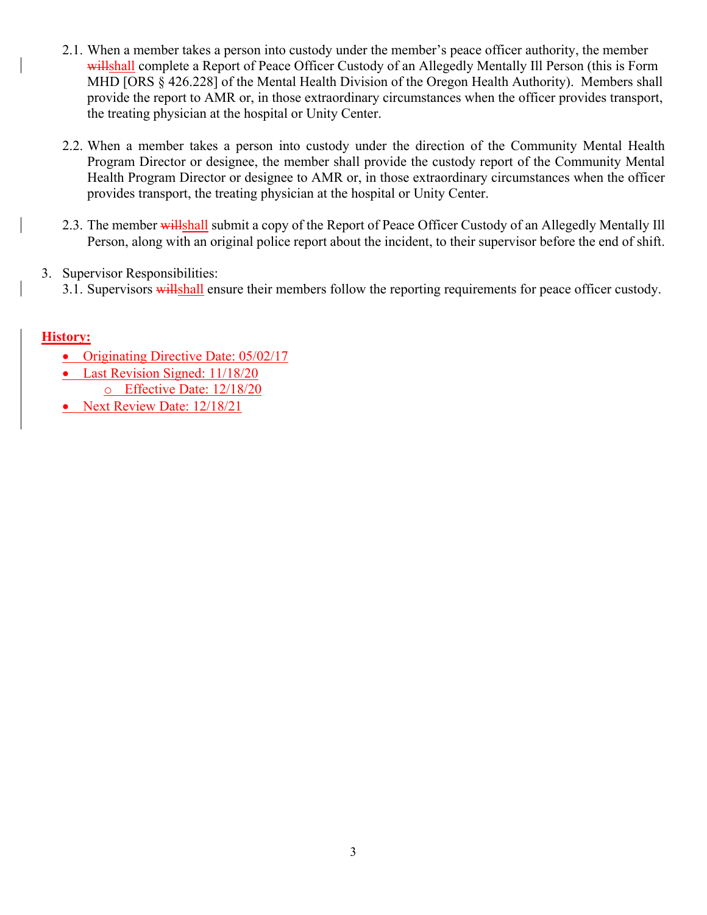2.1. When a member takes a person into custody under the member's peace officer authority, the member ~~will~~shall complete a Report of Peace Officer Custody of an Allegedly Mentally Ill Person (this is Form MHD [ORS § 426.228] of the Mental Health Division of the Oregon Health Authority). Members shall provide the report to AMR or, in those extraordinary circumstances when the officer provides transport, the treating physician at the hospital or Unity Center.

2.2. When a member takes a person into custody under the direction of the Community Mental Health Program Director or designee, the member shall provide the custody report of the Community Mental Health Program Director or designee to AMR or, in those extraordinary circumstances when the officer provides transport, the treating physician at the hospital or Unity Center.

2.3. The member ~~will~~shall submit a copy of the Report of Peace Officer Custody of an Allegedly Mentally Ill Person, along with an original police report about the incident, to their supervisor before the end of shift.

3. Supervisor Responsibilities:

3.1. Supervisors ~~will~~shall ensure their members follow the reporting requirements for peace officer custody.

**History:**

- Originating Directive Date: 05/02/17
- Last Revision Signed: 11/18/20
  - Effective Date: 12/18/20
- Next Review Date: 12/18/21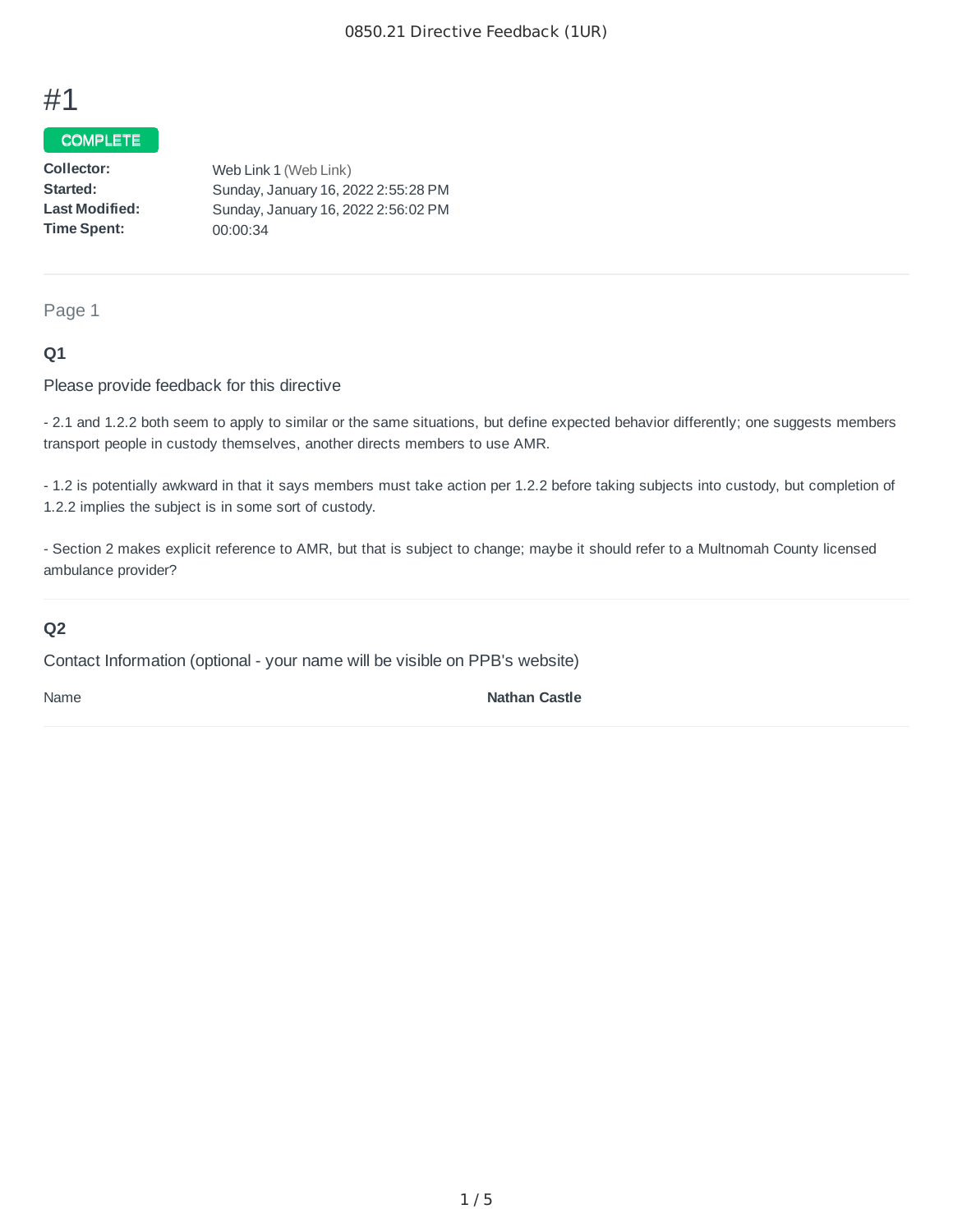# #1

COMPLETE

| | |
|---|---|
| **Collector:** | Web Link 1 (Web Link) |
| **Started:** | Sunday, January 16, 2022 2:55:28 PM |
| **Last Modified:** | Sunday, January 16, 2022 2:56:02 PM |
| **Time Spent:** | 00:00:34 |

## Page 1

### Q1

Please provide feedback for this directive

- 2.1 and 1.2.2 both seem to apply to similar or the same situations, but define expected behavior differently; one suggests members transport people in custody themselves, another directs members to use AMR.

- 1.2 is potentially awkward in that it says members must take action per 1.2.2 before taking subjects into custody, but completion of 1.2.2 implies the subject is in some sort of custody.

- Section 2 makes explicit reference to AMR, but that is subject to change; maybe it should refer to a Multnomah County licensed ambulance provider?

### Q2

Contact Information (optional - your name will be visible on PPB's website)

| | |
|---|---|
| Name | **Nathan Castle** |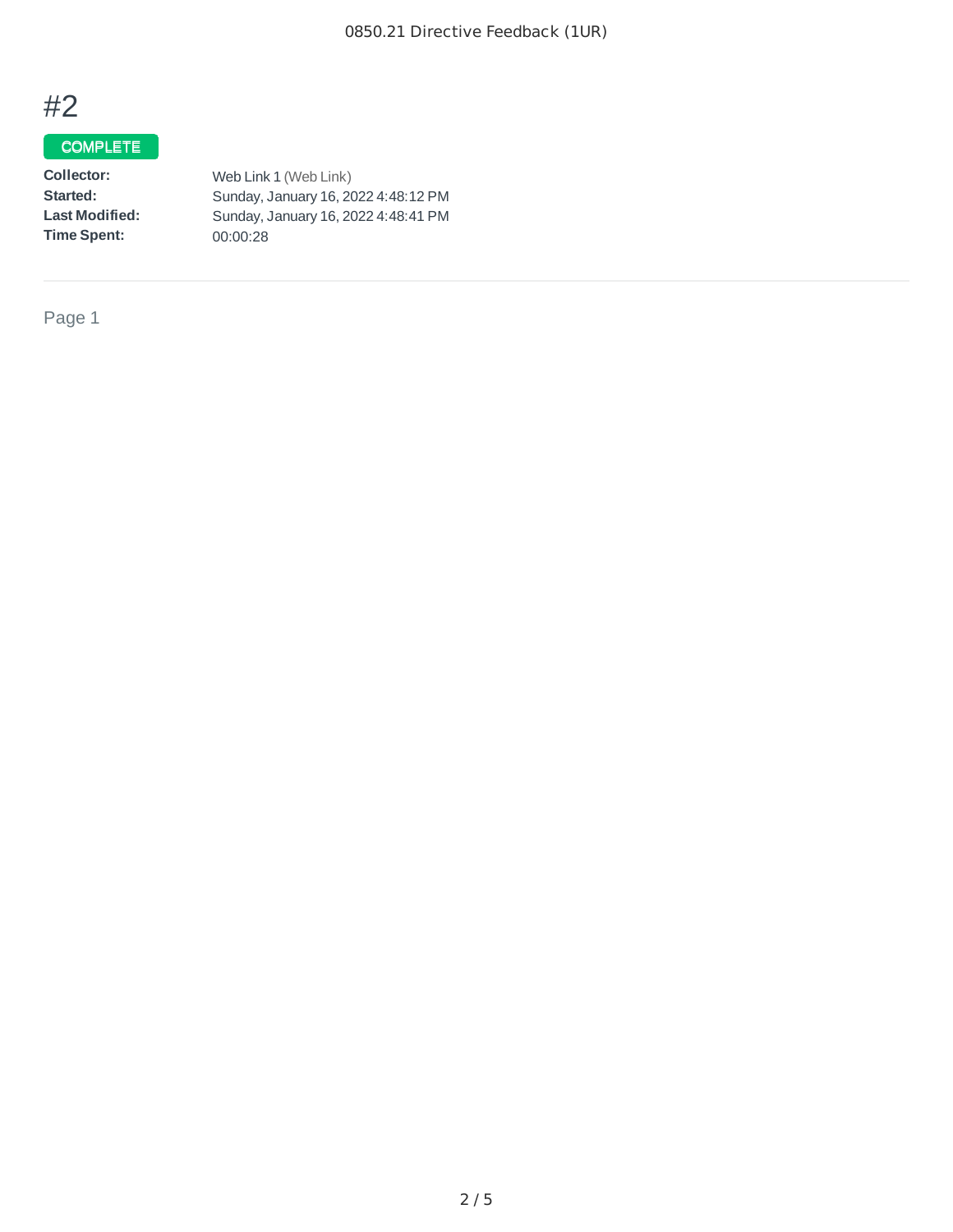# #2

**COMPLETE**

| | |
|---|---|
| **Collector:** | Web Link 1 (Web Link) |
| **Started:** | Sunday, January 16, 2022 4:48:12 PM |
| **Last Modified:** | Sunday, January 16, 2022 4:48:41 PM |
| **Time Spent:** | 00:00:28 |

Page 1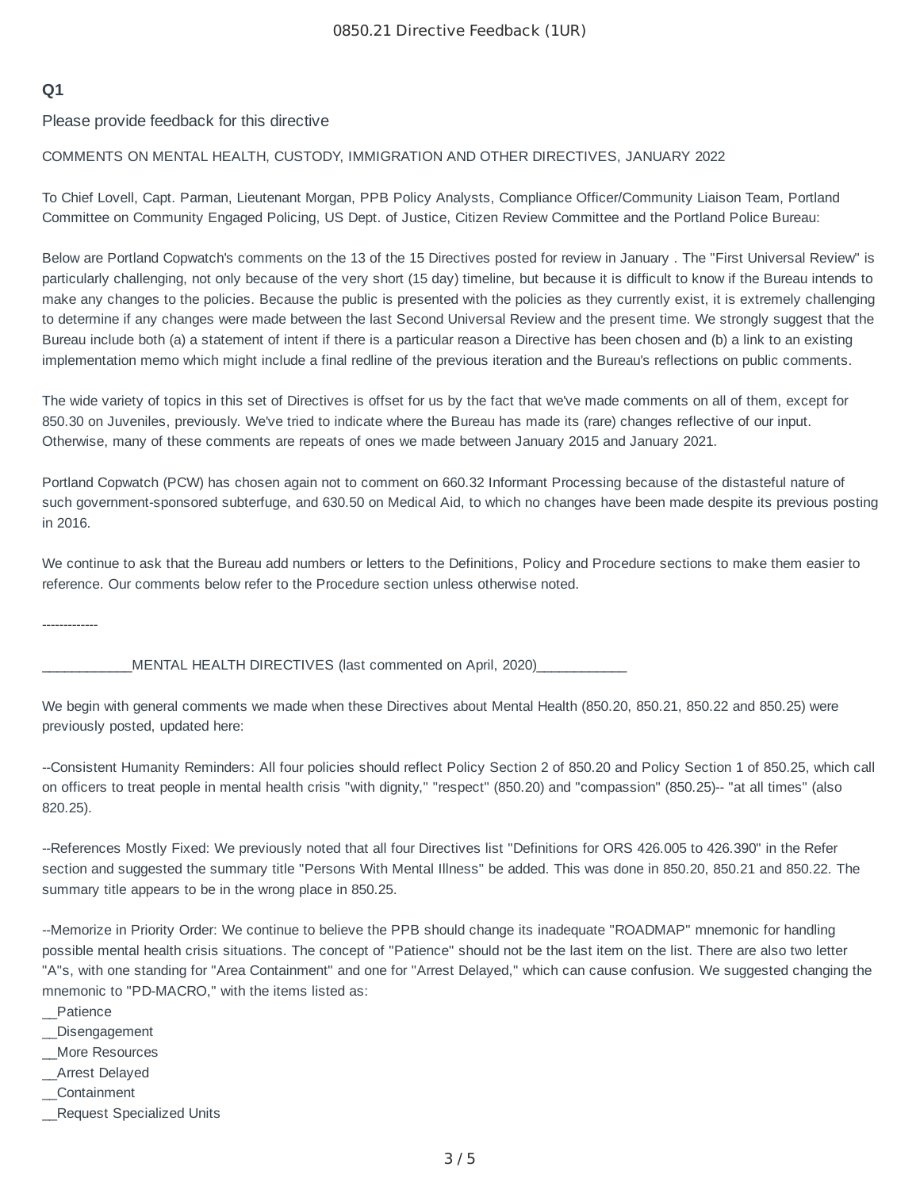**Q1**

Please provide feedback for this directive

COMMENTS ON MENTAL HEALTH, CUSTODY, IMMIGRATION AND OTHER DIRECTIVES, JANUARY 2022

To Chief Lovell, Capt. Parman, Lieutenant Morgan, PPB Policy Analysts, Compliance Officer/Community Liaison Team, Portland Committee on Community Engaged Policing, US Dept. of Justice, Citizen Review Committee and the Portland Police Bureau:

Below are Portland Copwatch's comments on the 13 of the 15 Directives posted for review in January . The "First Universal Review" is particularly challenging, not only because of the very short (15 day) timeline, but because it is difficult to know if the Bureau intends to make any changes to the policies. Because the public is presented with the policies as they currently exist, it is extremely challenging to determine if any changes were made between the last Second Universal Review and the present time. We strongly suggest that the Bureau include both (a) a statement of intent if there is a particular reason a Directive has been chosen and (b) a link to an existing implementation memo which might include a final redline of the previous iteration and the Bureau's reflections on public comments.

The wide variety of topics in this set of Directives is offset for us by the fact that we've made comments on all of them, except for 850.30 on Juveniles, previously. We've tried to indicate where the Bureau has made its (rare) changes reflective of our input. Otherwise, many of these comments are repeats of ones we made between January 2015 and January 2021.

Portland Copwatch (PCW) has chosen again not to comment on 660.32 Informant Processing because of the distasteful nature of such government-sponsored subterfuge, and 630.50 on Medical Aid, to which no changes have been made despite its previous posting in 2016.

We continue to ask that the Bureau add numbers or letters to the Definitions, Policy and Procedure sections to make them easier to reference. Our comments below refer to the Procedure section unless otherwise noted.

-------------

____________MENTAL HEALTH DIRECTIVES (last commented on April, 2020)____________

We begin with general comments we made when these Directives about Mental Health (850.20, 850.21, 850.22 and 850.25) were previously posted, updated here:

--Consistent Humanity Reminders: All four policies should reflect Policy Section 2 of 850.20 and Policy Section 1 of 850.25, which call on officers to treat people in mental health crisis "with dignity," "respect" (850.20) and "compassion" (850.25)-- "at all times" (also 820.25).

--References Mostly Fixed: We previously noted that all four Directives list "Definitions for ORS 426.005 to 426.390" in the Refer section and suggested the summary title "Persons With Mental Illness" be added. This was done in 850.20, 850.21 and 850.22. The summary title appears to be in the wrong place in 850.25.

--Memorize in Priority Order: We continue to believe the PPB should change its inadequate "ROADMAP" mnemonic for handling possible mental health crisis situations. The concept of "Patience" should not be the last item on the list. There are also two letter "A"s, with one standing for "Area Containment" and one for "Arrest Delayed," which can cause confusion. We suggested changing the mnemonic to "PD-MACRO," with the items listed as:
__Patience
__Disengagement
__More Resources
__Arrest Delayed
__Containment
__Request Specialized Units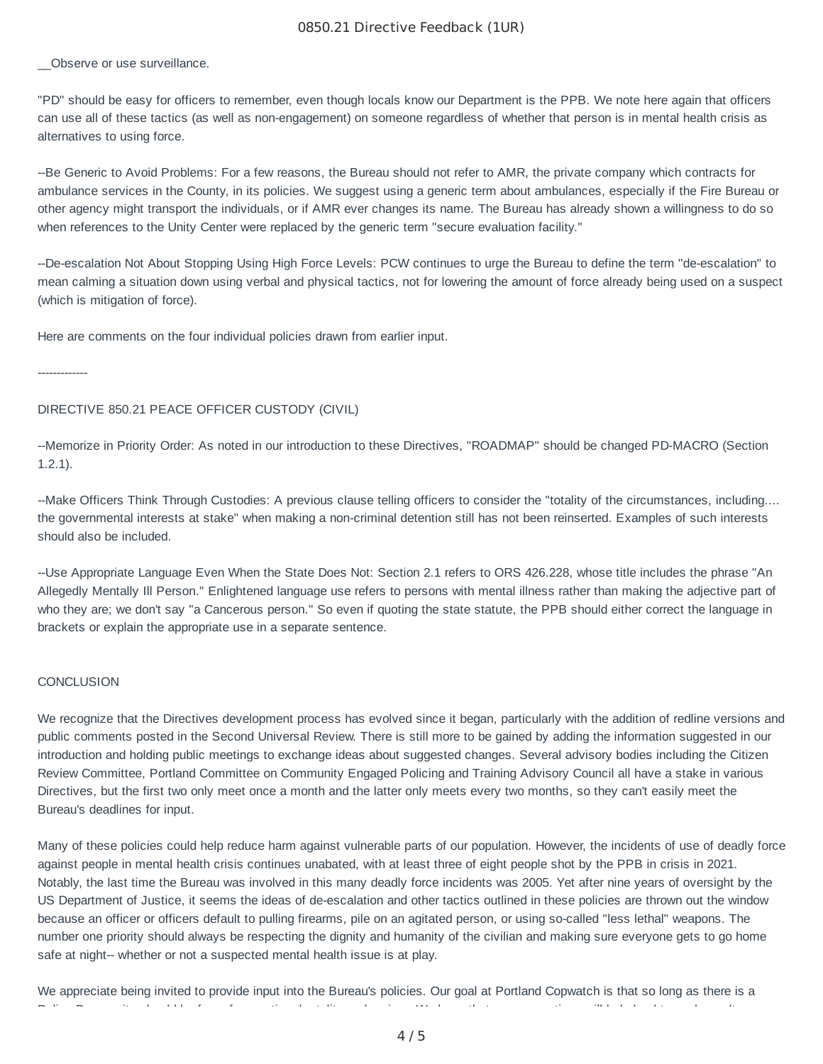__Observe or use surveillance.

"PD" should be easy for officers to remember, even though locals know our Department is the PPB. We note here again that officers can use all of these tactics (as well as non-engagement) on someone regardless of whether that person is in mental health crisis as alternatives to using force.

--Be Generic to Avoid Problems: For a few reasons, the Bureau should not refer to AMR, the private company which contracts for ambulance services in the County, in its policies. We suggest using a generic term about ambulances, especially if the Fire Bureau or other agency might transport the individuals, or if AMR ever changes its name. The Bureau has already shown a willingness to do so when references to the Unity Center were replaced by the generic term "secure evaluation facility."

--De-escalation Not About Stopping Using High Force Levels: PCW continues to urge the Bureau to define the term "de-escalation" to mean calming a situation down using verbal and physical tactics, not for lowering the amount of force already being used on a suspect (which is mitigation of force).

Here are comments on the four individual policies drawn from earlier input.

-------------

DIRECTIVE 850.21 PEACE OFFICER CUSTODY (CIVIL)

--Memorize in Priority Order: As noted in our introduction to these Directives, "ROADMAP" should be changed PD-MACRO (Section 1.2.1).

--Make Officers Think Through Custodies: A previous clause telling officers to consider the "totality of the circumstances, including.... the governmental interests at stake" when making a non-criminal detention still has not been reinserted. Examples of such interests should also be included.

--Use Appropriate Language Even When the State Does Not: Section 2.1 refers to ORS 426.228, whose title includes the phrase "An Allegedly Mentally Ill Person." Enlightened language use refers to persons with mental illness rather than making the adjective part of who they are; we don't say "a Cancerous person." So even if quoting the state statute, the PPB should either correct the language in brackets or explain the appropriate use in a separate sentence.

CONCLUSION

We recognize that the Directives development process has evolved since it began, particularly with the addition of redline versions and public comments posted in the Second Universal Review. There is still more to be gained by adding the information suggested in our introduction and holding public meetings to exchange ideas about suggested changes. Several advisory bodies including the Citizen Review Committee, Portland Committee on Community Engaged Policing and Training Advisory Council all have a stake in various Directives, but the first two only meet once a month and the latter only meets every two months, so they can't easily meet the Bureau's deadlines for input.

Many of these policies could help reduce harm against vulnerable parts of our population. However, the incidents of use of deadly force against people in mental health crisis continues unabated, with at least three of eight people shot by the PPB in crisis in 2021. Notably, the last time the Bureau was involved in this many deadly force incidents was 2005. Yet after nine years of oversight by the US Department of Justice, it seems the ideas of de-escalation and other tactics outlined in these policies are thrown out the window because an officer or officers default to pulling firearms, pile on an agitated person, or using so-called "less lethal" weapons. The number one priority should always be respecting the dignity and humanity of the civilian and making sure everyone gets to go home safe at night-- whether or not a suspected mental health issue is at play.

We appreciate being invited to provide input into the Bureau's policies. Our goal at Portland Copwatch is that so long as there is a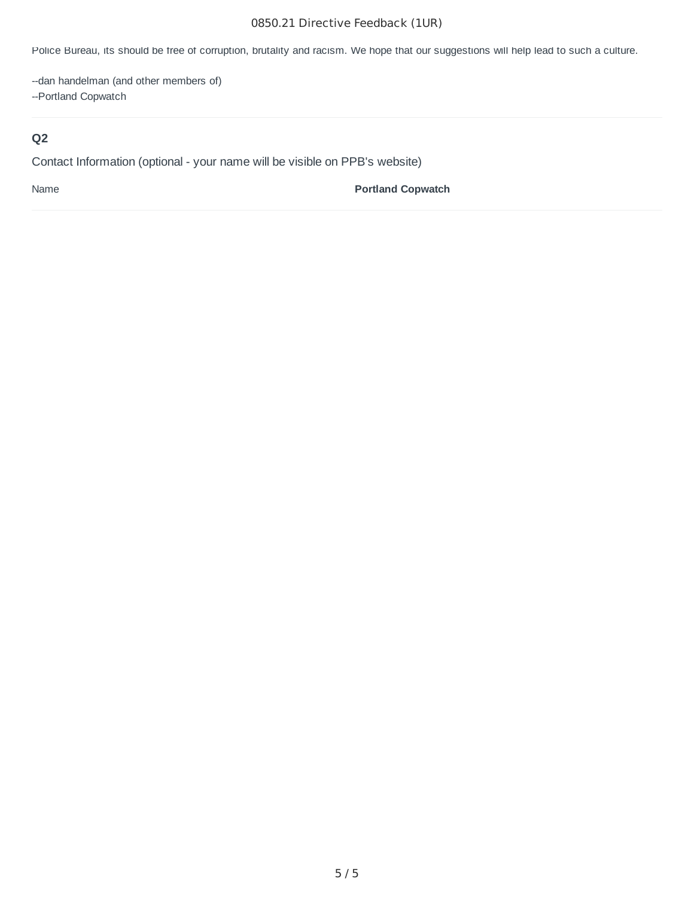Police Bureau, its should be free of corruption, brutality and racism. We hope that our suggestions will help lead to such a culture.

--dan handelman (and other members of)
--Portland Copwatch

## Q2

Contact Information (optional - your name will be visible on PPB's website)

| | |
|---|---|
| Name | **Portland Copwatch** |